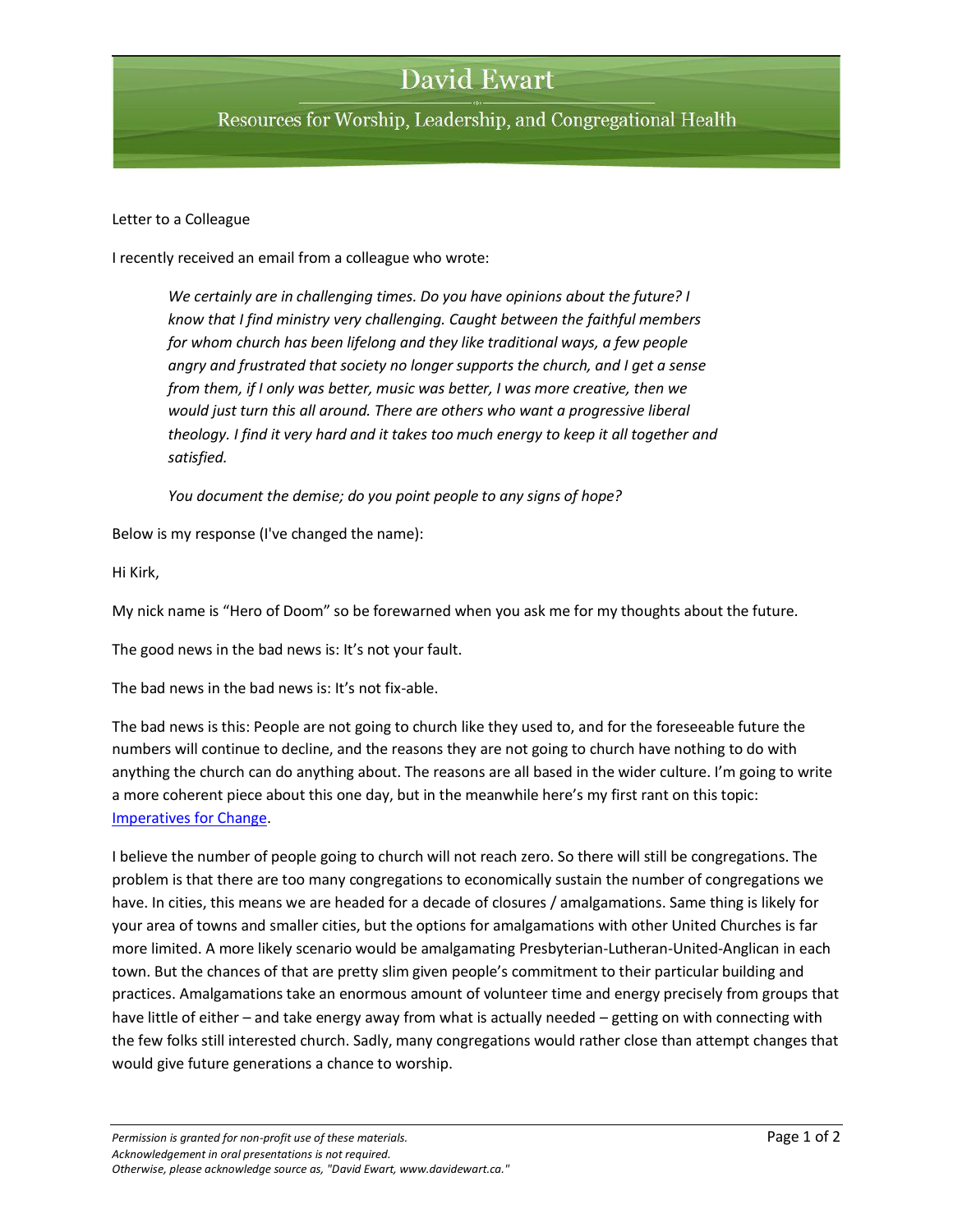Letter to a Colleague

I recently received an email from a colleague who wrote:

> *We certainly are in challenging times. Do you have opinions about the future? I know that I find ministry very challenging. Caught between the faithful members for whom church has been lifelong and they like traditional ways, a few people angry and frustrated that society no longer supports the church, and I get a sense from them, if I only was better, music was better, I was more creative, then we would just turn this all around. There are others who want a progressive liberal theology. I find it very hard and it takes too much energy to keep it all together and satisfied.*
>
> *You document the demise; do you point people to any signs of hope?*

Below is my response (I've changed the name):

Hi Kirk,

My nick name is "Hero of Doom" so be forewarned when you ask me for my thoughts about the future.

The good news in the bad news is: It's not your fault.

The bad news in the bad news is: It's not fix-able.

The bad news is this: People are not going to church like they used to, and for the foreseeable future the numbers will continue to decline, and the reasons they are not going to church have nothing to do with anything the church can do anything about. The reasons are all based in the wider culture. I'm going to write a more coherent piece about this one day, but in the meanwhile here's my first rant on this topic: Imperatives for Change.

I believe the number of people going to church will not reach zero. So there will still be congregations. The problem is that there are too many congregations to economically sustain the number of congregations we have. In cities, this means we are headed for a decade of closures / amalgamations. Same thing is likely for your area of towns and smaller cities, but the options for amalgamations with other United Churches is far more limited. A more likely scenario would be amalgamating Presbyterian-Lutheran-United-Anglican in each town. But the chances of that are pretty slim given people's commitment to their particular building and practices. Amalgamations take an enormous amount of volunteer time and energy precisely from groups that have little of either – and take energy away from what is actually needed – getting on with connecting with the few folks still interested church. Sadly, many congregations would rather close than attempt changes that would give future generations a chance to worship.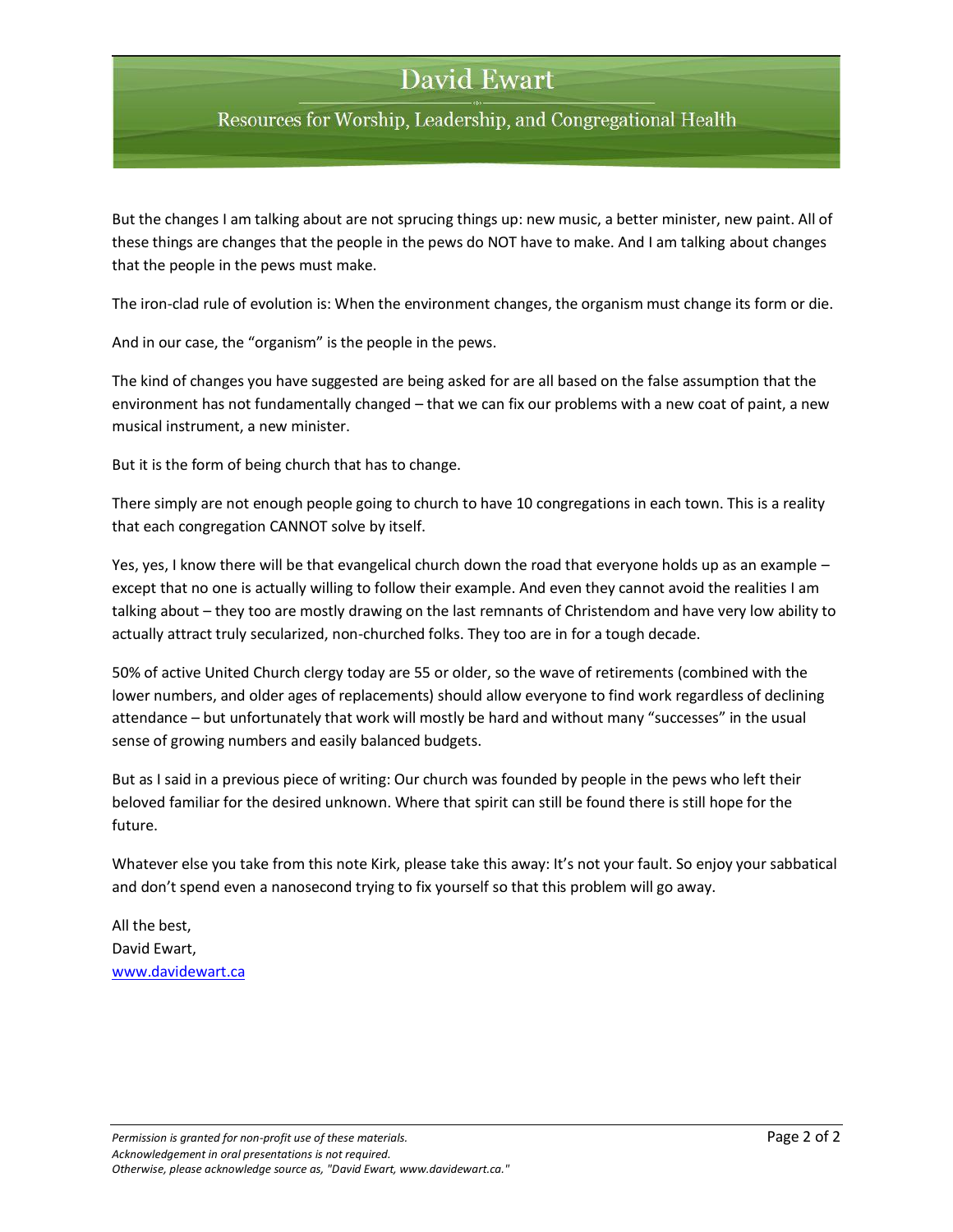But the changes I am talking about are not sprucing things up: new music, a better minister, new paint. All of these things are changes that the people in the pews do NOT have to make. And I am talking about changes that the people in the pews must make.

The iron-clad rule of evolution is: When the environment changes, the organism must change its form or die.

And in our case, the "organism" is the people in the pews.

The kind of changes you have suggested are being asked for are all based on the false assumption that the environment has not fundamentally changed – that we can fix our problems with a new coat of paint, a new musical instrument, a new minister.

But it is the form of being church that has to change.

There simply are not enough people going to church to have 10 congregations in each town. This is a reality that each congregation CANNOT solve by itself.

Yes, yes, I know there will be that evangelical church down the road that everyone holds up as an example – except that no one is actually willing to follow their example. And even they cannot avoid the realities I am talking about – they too are mostly drawing on the last remnants of Christendom and have very low ability to actually attract truly secularized, non-churched folks. They too are in for a tough decade.

50% of active United Church clergy today are 55 or older, so the wave of retirements (combined with the lower numbers, and older ages of replacements) should allow everyone to find work regardless of declining attendance – but unfortunately that work will mostly be hard and without many "successes" in the usual sense of growing numbers and easily balanced budgets.

But as I said in a previous piece of writing: Our church was founded by people in the pews who left their beloved familiar for the desired unknown. Where that spirit can still be found there is still hope for the future.

Whatever else you take from this note Kirk, please take this away: It's not your fault. So enjoy your sabbatical and don't spend even a nanosecond trying to fix yourself so that this problem will go away.

All the best,
David Ewart,
[www.davidewart.ca](http://www.davidewart.ca)